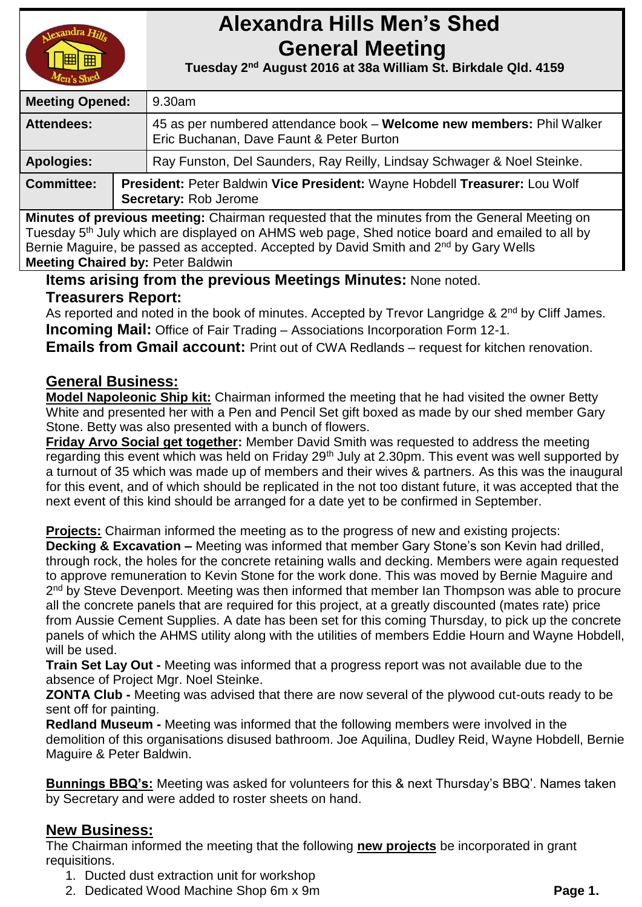# Alexandra Hills Men's Shed
# General Meeting

**Tuesday 2nd August 2016 at 38a William St. Birkdale Qld. 4159**

| | |
|---|---|
| **Meeting Opened:** | 9.30am |
| **Attendees:** | 45 as per numbered attendance book – **Welcome new members:** Phil Walker Eric Buchanan, Dave Faunt & Peter Burton |
| **Apologies:** | Ray Funston, Del Saunders, Ray Reilly, Lindsay Schwager & Noel Steinke. |
| **Committee:** | **President:** Peter Baldwin **Vice President:** Wayne Hobdell **Treasurer:** Lou Wolf **Secretary:** Rob Jerome |

**Minutes of previous meeting:** Chairman requested that the minutes from the General Meeting on Tuesday 5th July which are displayed on AHMS web page, Shed notice board and emailed to all by Bernie Maguire, be passed as accepted. Accepted by David Smith and 2nd by Gary Wells
**Meeting Chaired by:** Peter Baldwin

**Items arising from the previous Meetings Minutes:** None noted.

**Treasurers Report:**
As reported and noted in the book of minutes. Accepted by Trevor Langridge & 2nd by Cliff James.

**Incoming Mail:** Office of Fair Trading – Associations Incorporation Form 12-1.

**Emails from Gmail account:** Print out of CWA Redlands – request for kitchen renovation.

## General Business:

**Model Napoleonic Ship kit:** Chairman informed the meeting that he had visited the owner Betty White and presented her with a Pen and Pencil Set gift boxed as made by our shed member Gary Stone. Betty was also presented with a bunch of flowers.

**Friday Arvo Social get together:** Member David Smith was requested to address the meeting regarding this event which was held on Friday 29th July at 2.30pm. This event was well supported by a turnout of 35 which was made up of members and their wives & partners. As this was the inaugural for this event, and of which should be replicated in the not too distant future, it was accepted that the next event of this kind should be arranged for a date yet to be confirmed in September.

**Projects:** Chairman informed the meeting as to the progress of new and existing projects:
**Decking & Excavation –** Meeting was informed that member Gary Stone's son Kevin had drilled, through rock, the holes for the concrete retaining walls and decking. Members were again requested to approve remuneration to Kevin Stone for the work done. This was moved by Bernie Maguire and 2nd by Steve Devenport. Meeting was then informed that member Ian Thompson was able to procure all the concrete panels that are required for this project, at a greatly discounted (mates rate) price from Aussie Cement Supplies. A date has been set for this coming Thursday, to pick up the concrete panels of which the AHMS utility along with the utilities of members Eddie Hourn and Wayne Hobdell, will be used.
**Train Set Lay Out -** Meeting was informed that a progress report was not available due to the absence of Project Mgr. Noel Steinke.
**ZONTA Club -** Meeting was advised that there are now several of the plywood cut-outs ready to be sent off for painting.
**Redland Museum -** Meeting was informed that the following members were involved in the demolition of this organisations disused bathroom. Joe Aquilina, Dudley Reid, Wayne Hobdell, Bernie Maguire & Peter Baldwin.

**Bunnings BBQ's:** Meeting was asked for volunteers for this & next Thursday's BBQ'. Names taken by Secretary and were added to roster sheets on hand.

## New Business:

The Chairman informed the meeting that the following **new projects** be incorporated in grant requisitions.

1. Ducted dust extraction unit for workshop
2. Dedicated Wood Machine Shop 6m x 9m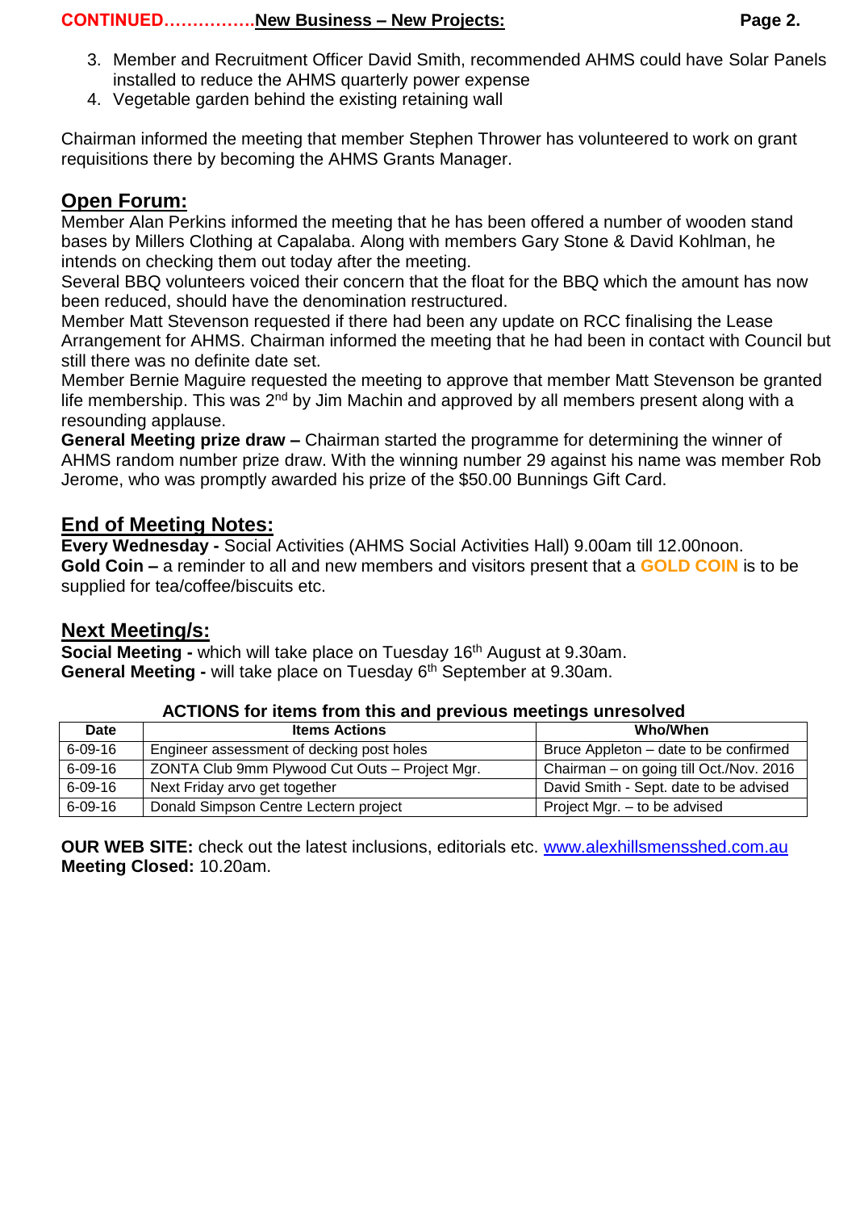**CONTINUED…………….New Business – New Projects:**

3. Member and Recruitment Officer David Smith, recommended AHMS could have Solar Panels installed to reduce the AHMS quarterly power expense
4. Vegetable garden behind the existing retaining wall

Chairman informed the meeting that member Stephen Thrower has volunteered to work on grant requisitions there by becoming the AHMS Grants Manager.

## Open Forum:

Member Alan Perkins informed the meeting that he has been offered a number of wooden stand bases by Millers Clothing at Capalaba. Along with members Gary Stone & David Kohlman, he intends on checking them out today after the meeting.

Several BBQ volunteers voiced their concern that the float for the BBQ which the amount has now been reduced, should have the denomination restructured.

Member Matt Stevenson requested if there had been any update on RCC finalising the Lease Arrangement for AHMS. Chairman informed the meeting that he had been in contact with Council but still there was no definite date set.

Member Bernie Maguire requested the meeting to approve that member Matt Stevenson be granted life membership. This was 2nd by Jim Machin and approved by all members present along with a resounding applause.

**General Meeting prize draw –** Chairman started the programme for determining the winner of AHMS random number prize draw. With the winning number 29 against his name was member Rob Jerome, who was promptly awarded his prize of the $50.00 Bunnings Gift Card.

## End of Meeting Notes:

**Every Wednesday -** Social Activities (AHMS Social Activities Hall) 9.00am till 12.00noon.
**Gold Coin –** a reminder to all and new members and visitors present that a **GOLD COIN** is to be supplied for tea/coffee/biscuits etc.

## Next Meeting/s:

**Social Meeting -** which will take place on Tuesday 16th August at 9.30am.
**General Meeting -** will take place on Tuesday 6th September at 9.30am.

**ACTIONS for items from this and previous meetings unresolved**

| Date | Items Actions | Who/When |
|---|---|---|
| 6-09-16 | Engineer assessment of decking post holes | Bruce Appleton – date to be confirmed |
| 6-09-16 | ZONTA Club 9mm Plywood Cut Outs – Project Mgr. | Chairman – on going till Oct./Nov. 2016 |
| 6-09-16 | Next Friday arvo get together | David Smith - Sept. date to be advised |
| 6-09-16 | Donald Simpson Centre Lectern project | Project Mgr. – to be advised |

**OUR WEB SITE:** check out the latest inclusions, editorials etc. www.alexhillsmensshed.com.au
**Meeting Closed:** 10.20am.